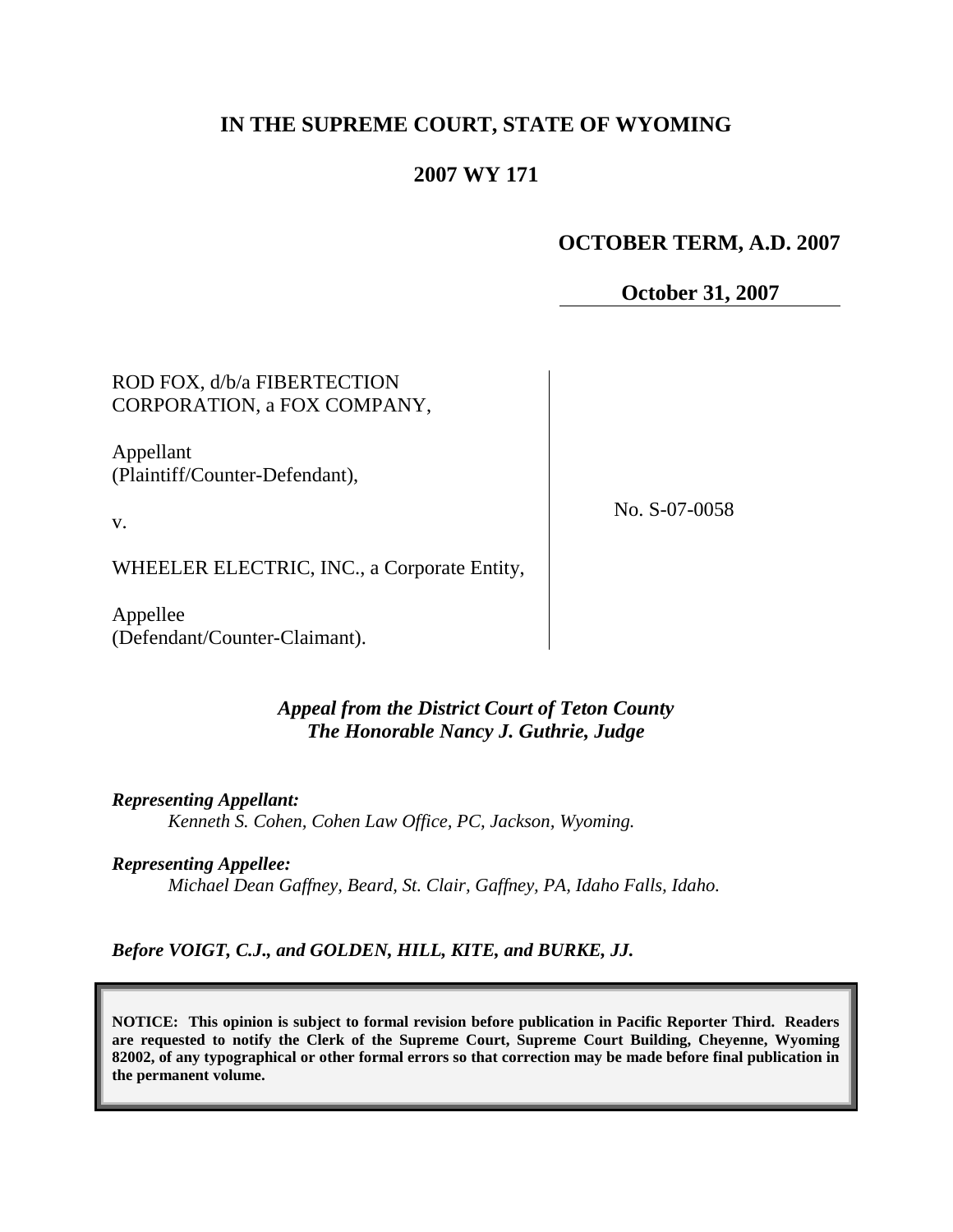# IN THE SUPREME COURT, STATE OF WYOMING

## 2007 WY 171

**OCTOBER TERM, A.D. 2007**

**October 31, 2007**

| | |
|---|---|
| ROD FOX, d/b/a FIBERTECTION CORPORATION, a FOX COMPANY,<br><br>Appellant<br>(Plaintiff/Counter-Defendant),<br><br>v.<br><br>WHEELER ELECTRIC, INC., a Corporate Entity,<br><br>Appellee<br>(Defendant/Counter-Claimant). | No. S-07-0058 |

*Appeal from the District Court of Teton County*
*The Honorable Nancy J. Guthrie, Judge*

***Representing Appellant:***
*Kenneth S. Cohen, Cohen Law Office, PC, Jackson, Wyoming.*

***Representing Appellee:***
*Michael Dean Gaffney, Beard, St. Clair, Gaffney, PA, Idaho Falls, Idaho.*

***Before VOIGT, C.J., and GOLDEN, HILL, KITE, and BURKE, JJ.***

**NOTICE: This opinion is subject to formal revision before publication in Pacific Reporter Third. Readers are requested to notify the Clerk of the Supreme Court, Supreme Court Building, Cheyenne, Wyoming 82002, of any typographical or other formal errors so that correction may be made before final publication in the permanent volume.**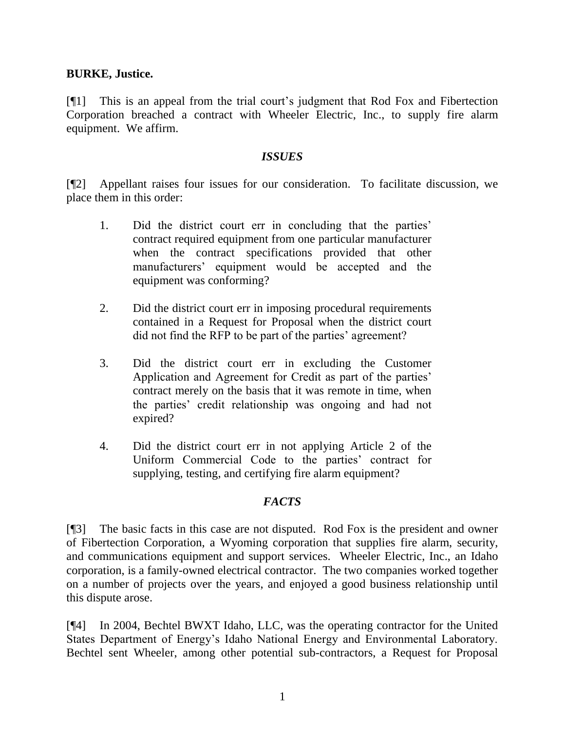**BURKE, Justice.**

[¶1] This is an appeal from the trial court's judgment that Rod Fox and Fibertection Corporation breached a contract with Wheeler Electric, Inc., to supply fire alarm equipment. We affirm.

### *ISSUES*

[¶2] Appellant raises four issues for our consideration. To facilitate discussion, we place them in this order:

> 1. Did the district court err in concluding that the parties' contract required equipment from one particular manufacturer when the contract specifications provided that other manufacturers' equipment would be accepted and the equipment was conforming?
>
> 2. Did the district court err in imposing procedural requirements contained in a Request for Proposal when the district court did not find the RFP to be part of the parties' agreement?
>
> 3. Did the district court err in excluding the Customer Application and Agreement for Credit as part of the parties' contract merely on the basis that it was remote in time, when the parties' credit relationship was ongoing and had not expired?
>
> 4. Did the district court err in not applying Article 2 of the Uniform Commercial Code to the parties' contract for supplying, testing, and certifying fire alarm equipment?

### *FACTS*

[¶3] The basic facts in this case are not disputed. Rod Fox is the president and owner of Fibertection Corporation, a Wyoming corporation that supplies fire alarm, security, and communications equipment and support services. Wheeler Electric, Inc., an Idaho corporation, is a family-owned electrical contractor. The two companies worked together on a number of projects over the years, and enjoyed a good business relationship until this dispute arose.

[¶4] In 2004, Bechtel BWXT Idaho, LLC, was the operating contractor for the United States Department of Energy's Idaho National Energy and Environmental Laboratory. Bechtel sent Wheeler, among other potential sub-contractors, a Request for Proposal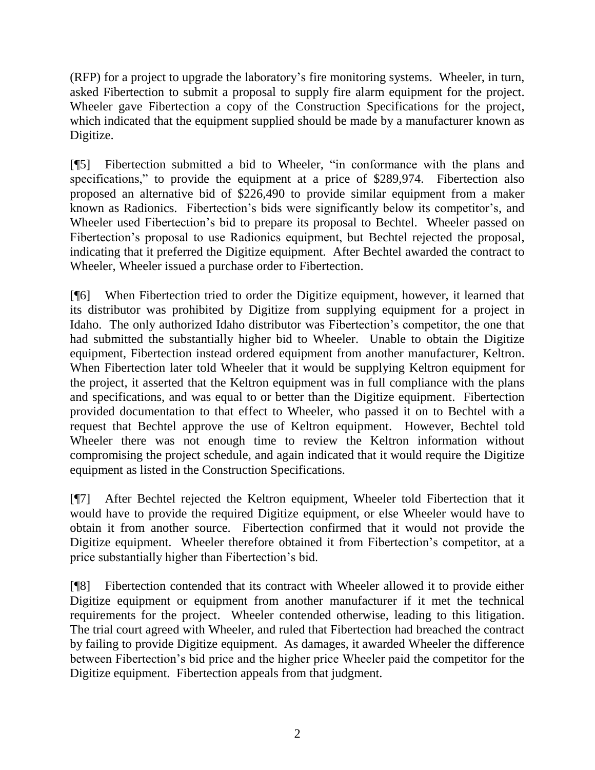(RFP) for a project to upgrade the laboratory's fire monitoring systems. Wheeler, in turn, asked Fibertection to submit a proposal to supply fire alarm equipment for the project. Wheeler gave Fibertection a copy of the Construction Specifications for the project, which indicated that the equipment supplied should be made by a manufacturer known as Digitize.

[¶5] Fibertection submitted a bid to Wheeler, "in conformance with the plans and specifications," to provide the equipment at a price of $289,974. Fibertection also proposed an alternative bid of $226,490 to provide similar equipment from a maker known as Radionics. Fibertection's bids were significantly below its competitor's, and Wheeler used Fibertection's bid to prepare its proposal to Bechtel. Wheeler passed on Fibertection's proposal to use Radionics equipment, but Bechtel rejected the proposal, indicating that it preferred the Digitize equipment. After Bechtel awarded the contract to Wheeler, Wheeler issued a purchase order to Fibertection.

[¶6] When Fibertection tried to order the Digitize equipment, however, it learned that its distributor was prohibited by Digitize from supplying equipment for a project in Idaho. The only authorized Idaho distributor was Fibertection's competitor, the one that had submitted the substantially higher bid to Wheeler. Unable to obtain the Digitize equipment, Fibertection instead ordered equipment from another manufacturer, Keltron. When Fibertection later told Wheeler that it would be supplying Keltron equipment for the project, it asserted that the Keltron equipment was in full compliance with the plans and specifications, and was equal to or better than the Digitize equipment. Fibertection provided documentation to that effect to Wheeler, who passed it on to Bechtel with a request that Bechtel approve the use of Keltron equipment. However, Bechtel told Wheeler there was not enough time to review the Keltron information without compromising the project schedule, and again indicated that it would require the Digitize equipment as listed in the Construction Specifications.

[¶7] After Bechtel rejected the Keltron equipment, Wheeler told Fibertection that it would have to provide the required Digitize equipment, or else Wheeler would have to obtain it from another source. Fibertection confirmed that it would not provide the Digitize equipment. Wheeler therefore obtained it from Fibertection's competitor, at a price substantially higher than Fibertection's bid.

[¶8] Fibertection contended that its contract with Wheeler allowed it to provide either Digitize equipment or equipment from another manufacturer if it met the technical requirements for the project. Wheeler contended otherwise, leading to this litigation. The trial court agreed with Wheeler, and ruled that Fibertection had breached the contract by failing to provide Digitize equipment. As damages, it awarded Wheeler the difference between Fibertection's bid price and the higher price Wheeler paid the competitor for the Digitize equipment. Fibertection appeals from that judgment.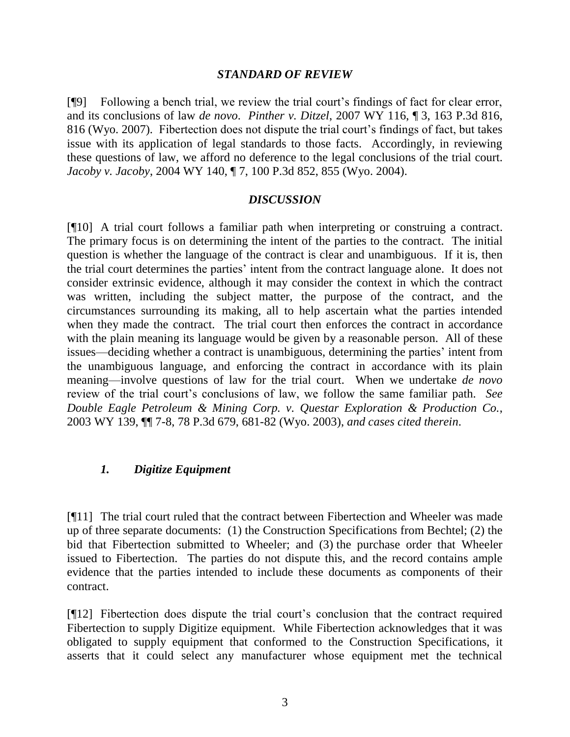### *STANDARD OF REVIEW*

[¶9] Following a bench trial, we review the trial court's findings of fact for clear error, and its conclusions of law *de novo*. *Pinther v. Ditzel*, 2007 WY 116, ¶ 3, 163 P.3d 816, 816 (Wyo. 2007). Fibertection does not dispute the trial court's findings of fact, but takes issue with its application of legal standards to those facts. Accordingly, in reviewing these questions of law, we afford no deference to the legal conclusions of the trial court. *Jacoby v. Jacoby*, 2004 WY 140, ¶ 7, 100 P.3d 852, 855 (Wyo. 2004).

### *DISCUSSION*

[¶10] A trial court follows a familiar path when interpreting or construing a contract. The primary focus is on determining the intent of the parties to the contract. The initial question is whether the language of the contract is clear and unambiguous. If it is, then the trial court determines the parties' intent from the contract language alone. It does not consider extrinsic evidence, although it may consider the context in which the contract was written, including the subject matter, the purpose of the contract, and the circumstances surrounding its making, all to help ascertain what the parties intended when they made the contract. The trial court then enforces the contract in accordance with the plain meaning its language would be given by a reasonable person. All of these issues—deciding whether a contract is unambiguous, determining the parties' intent from the unambiguous language, and enforcing the contract in accordance with its plain meaning—involve questions of law for the trial court. When we undertake *de novo* review of the trial court's conclusions of law, we follow the same familiar path. *See Double Eagle Petroleum & Mining Corp. v. Questar Exploration & Production Co.*, 2003 WY 139, ¶¶ 7-8, 78 P.3d 679, 681-82 (Wyo. 2003), *and cases cited therein*.

#### *1. Digitize Equipment*

[¶11] The trial court ruled that the contract between Fibertection and Wheeler was made up of three separate documents: (1) the Construction Specifications from Bechtel; (2) the bid that Fibertection submitted to Wheeler; and (3) the purchase order that Wheeler issued to Fibertection. The parties do not dispute this, and the record contains ample evidence that the parties intended to include these documents as components of their contract.

[¶12] Fibertection does dispute the trial court's conclusion that the contract required Fibertection to supply Digitize equipment. While Fibertection acknowledges that it was obligated to supply equipment that conformed to the Construction Specifications, it asserts that it could select any manufacturer whose equipment met the technical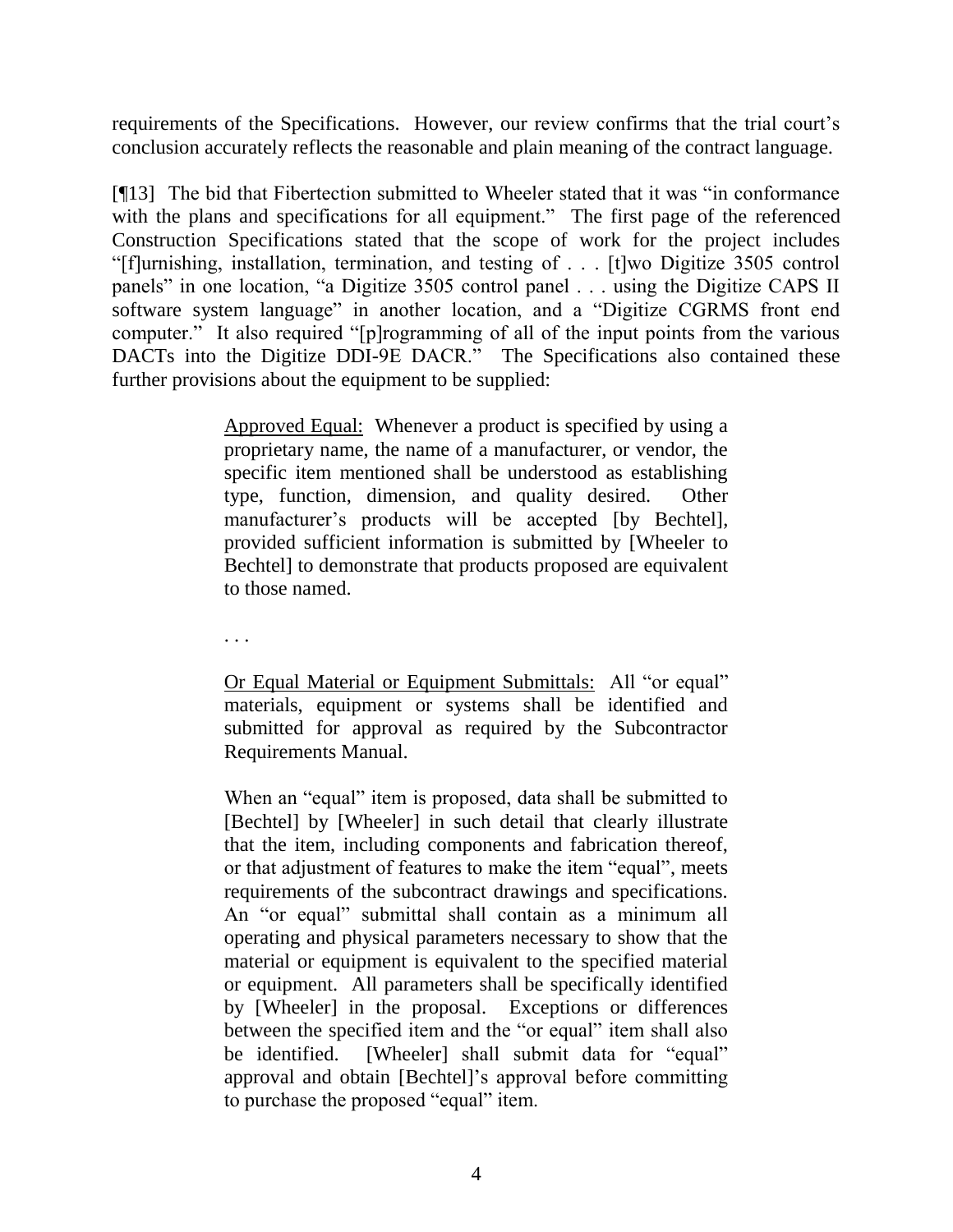requirements of the Specifications. However, our review confirms that the trial court's conclusion accurately reflects the reasonable and plain meaning of the contract language.

[¶13] The bid that Fibertection submitted to Wheeler stated that it was "in conformance with the plans and specifications for all equipment." The first page of the referenced Construction Specifications stated that the scope of work for the project includes "[f]urnishing, installation, termination, and testing of . . . [t]wo Digitize 3505 control panels" in one location, "a Digitize 3505 control panel . . . using the Digitize CAPS II software system language" in another location, and a "Digitize CGRMS front end computer." It also required "[p]rogramming of all of the input points from the various DACTs into the Digitize DDI-9E DACR." The Specifications also contained these further provisions about the equipment to be supplied:

> Approved Equal: Whenever a product is specified by using a proprietary name, the name of a manufacturer, or vendor, the specific item mentioned shall be understood as establishing type, function, dimension, and quality desired. Other manufacturer's products will be accepted [by Bechtel], provided sufficient information is submitted by [Wheeler to Bechtel] to demonstrate that products proposed are equivalent to those named.
>
> . . .
>
> Or Equal Material or Equipment Submittals: All "or equal" materials, equipment or systems shall be identified and submitted for approval as required by the Subcontractor Requirements Manual.
>
> When an "equal" item is proposed, data shall be submitted to [Bechtel] by [Wheeler] in such detail that clearly illustrate that the item, including components and fabrication thereof, or that adjustment of features to make the item "equal", meets requirements of the subcontract drawings and specifications. An "or equal" submittal shall contain as a minimum all operating and physical parameters necessary to show that the material or equipment is equivalent to the specified material or equipment. All parameters shall be specifically identified by [Wheeler] in the proposal. Exceptions or differences between the specified item and the "or equal" item shall also be identified. [Wheeler] shall submit data for "equal" approval and obtain [Bechtel]'s approval before committing to purchase the proposed "equal" item.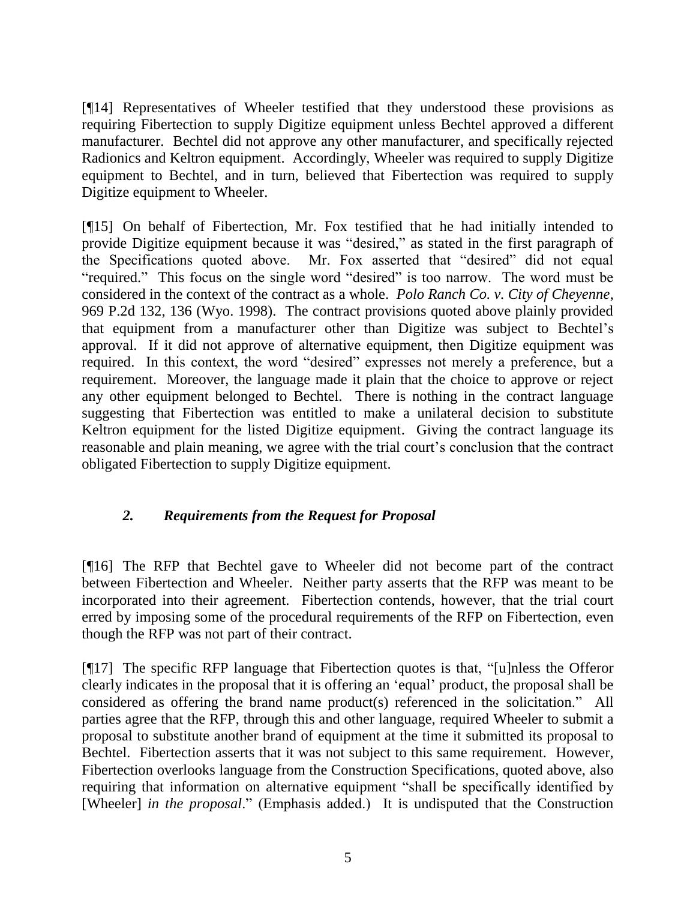[¶14] Representatives of Wheeler testified that they understood these provisions as requiring Fibertection to supply Digitize equipment unless Bechtel approved a different manufacturer. Bechtel did not approve any other manufacturer, and specifically rejected Radionics and Keltron equipment. Accordingly, Wheeler was required to supply Digitize equipment to Bechtel, and in turn, believed that Fibertection was required to supply Digitize equipment to Wheeler.

[¶15] On behalf of Fibertection, Mr. Fox testified that he had initially intended to provide Digitize equipment because it was "desired," as stated in the first paragraph of the Specifications quoted above. Mr. Fox asserted that "desired" did not equal "required." This focus on the single word "desired" is too narrow. The word must be considered in the context of the contract as a whole. *Polo Ranch Co. v. City of Cheyenne*, 969 P.2d 132, 136 (Wyo. 1998). The contract provisions quoted above plainly provided that equipment from a manufacturer other than Digitize was subject to Bechtel's approval. If it did not approve of alternative equipment, then Digitize equipment was required. In this context, the word "desired" expresses not merely a preference, but a requirement. Moreover, the language made it plain that the choice to approve or reject any other equipment belonged to Bechtel. There is nothing in the contract language suggesting that Fibertection was entitled to make a unilateral decision to substitute Keltron equipment for the listed Digitize equipment. Giving the contract language its reasonable and plain meaning, we agree with the trial court's conclusion that the contract obligated Fibertection to supply Digitize equipment.

### *2. Requirements from the Request for Proposal*

[¶16] The RFP that Bechtel gave to Wheeler did not become part of the contract between Fibertection and Wheeler. Neither party asserts that the RFP was meant to be incorporated into their agreement. Fibertection contends, however, that the trial court erred by imposing some of the procedural requirements of the RFP on Fibertection, even though the RFP was not part of their contract.

[¶17] The specific RFP language that Fibertection quotes is that, "[u]nless the Offeror clearly indicates in the proposal that it is offering an 'equal' product, the proposal shall be considered as offering the brand name product(s) referenced in the solicitation." All parties agree that the RFP, through this and other language, required Wheeler to submit a proposal to substitute another brand of equipment at the time it submitted its proposal to Bechtel. Fibertection asserts that it was not subject to this same requirement. However, Fibertection overlooks language from the Construction Specifications, quoted above, also requiring that information on alternative equipment "shall be specifically identified by [Wheeler] *in the proposal*." (Emphasis added.) It is undisputed that the Construction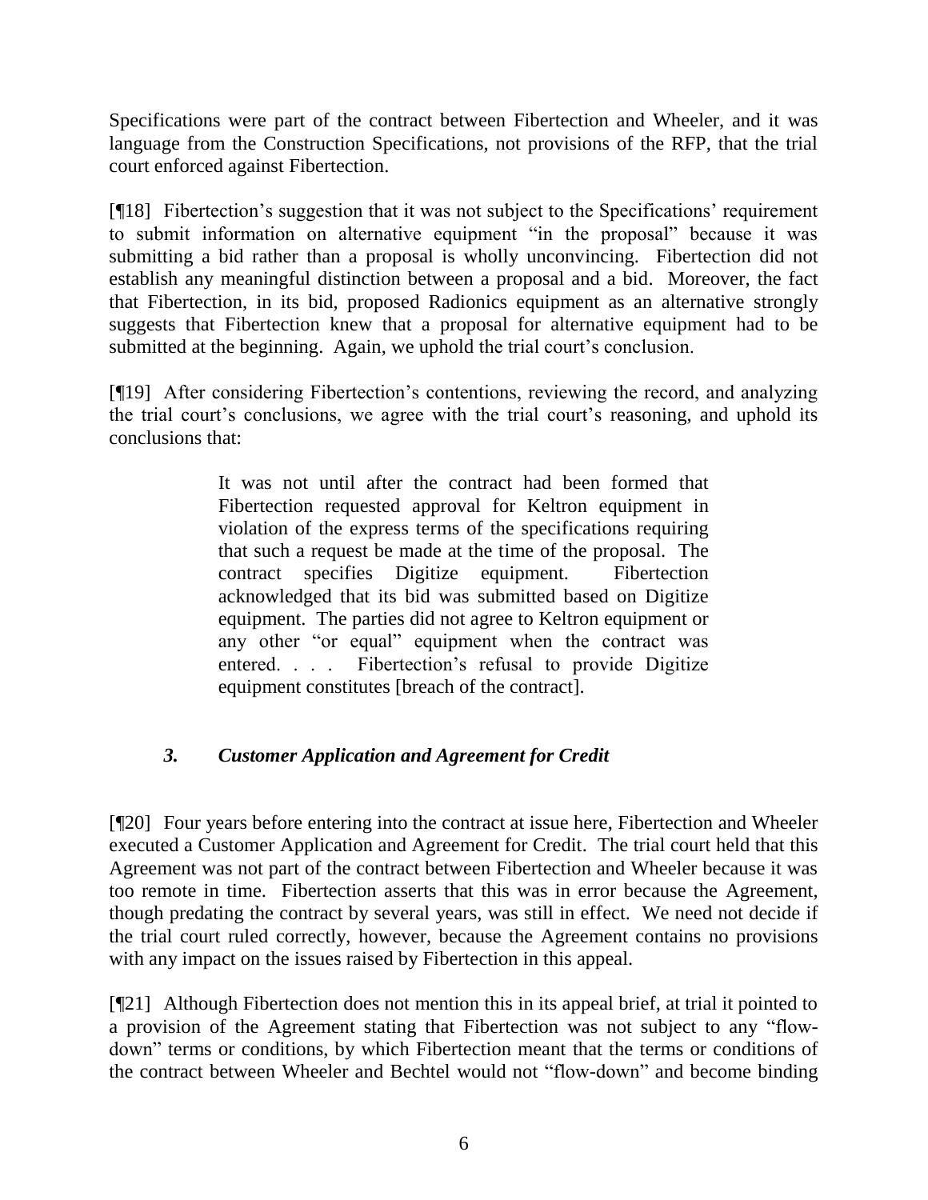Specifications were part of the contract between Fibertection and Wheeler, and it was language from the Construction Specifications, not provisions of the RFP, that the trial court enforced against Fibertection.

[¶18] Fibertection's suggestion that it was not subject to the Specifications' requirement to submit information on alternative equipment "in the proposal" because it was submitting a bid rather than a proposal is wholly unconvincing. Fibertection did not establish any meaningful distinction between a proposal and a bid. Moreover, the fact that Fibertection, in its bid, proposed Radionics equipment as an alternative strongly suggests that Fibertection knew that a proposal for alternative equipment had to be submitted at the beginning. Again, we uphold the trial court's conclusion.

[¶19] After considering Fibertection's contentions, reviewing the record, and analyzing the trial court's conclusions, we agree with the trial court's reasoning, and uphold its conclusions that:

> It was not until after the contract had been formed that Fibertection requested approval for Keltron equipment in violation of the express terms of the specifications requiring that such a request be made at the time of the proposal. The contract specifies Digitize equipment. Fibertection acknowledged that its bid was submitted based on Digitize equipment. The parties did not agree to Keltron equipment or any other "or equal" equipment when the contract was entered. . . . Fibertection's refusal to provide Digitize equipment constitutes [breach of the contract].

### *3. Customer Application and Agreement for Credit*

[¶20] Four years before entering into the contract at issue here, Fibertection and Wheeler executed a Customer Application and Agreement for Credit. The trial court held that this Agreement was not part of the contract between Fibertection and Wheeler because it was too remote in time. Fibertection asserts that this was in error because the Agreement, though predating the contract by several years, was still in effect. We need not decide if the trial court ruled correctly, however, because the Agreement contains no provisions with any impact on the issues raised by Fibertection in this appeal.

[¶21] Although Fibertection does not mention this in its appeal brief, at trial it pointed to a provision of the Agreement stating that Fibertection was not subject to any "flow-down" terms or conditions, by which Fibertection meant that the terms or conditions of the contract between Wheeler and Bechtel would not "flow-down" and become binding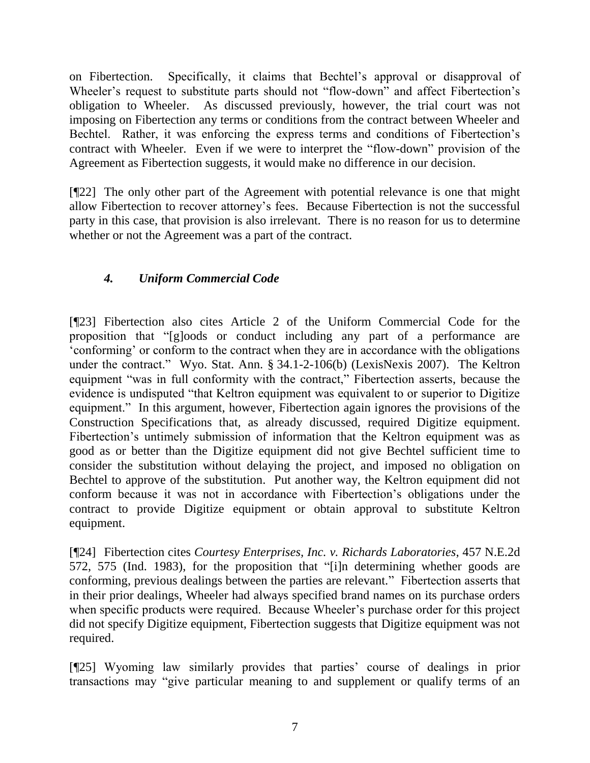on Fibertection. Specifically, it claims that Bechtel's approval or disapproval of Wheeler's request to substitute parts should not "flow-down" and affect Fibertection's obligation to Wheeler. As discussed previously, however, the trial court was not imposing on Fibertection any terms or conditions from the contract between Wheeler and Bechtel. Rather, it was enforcing the express terms and conditions of Fibertection's contract with Wheeler. Even if we were to interpret the "flow-down" provision of the Agreement as Fibertection suggests, it would make no difference in our decision.

[¶22] The only other part of the Agreement with potential relevance is one that might allow Fibertection to recover attorney's fees. Because Fibertection is not the successful party in this case, that provision is also irrelevant. There is no reason for us to determine whether or not the Agreement was a part of the contract.

### *4. Uniform Commercial Code*

[¶23] Fibertection also cites Article 2 of the Uniform Commercial Code for the proposition that "[g]oods or conduct including any part of a performance are 'conforming' or conform to the contract when they are in accordance with the obligations under the contract." Wyo. Stat. Ann. § 34.1-2-106(b) (LexisNexis 2007). The Keltron equipment "was in full conformity with the contract," Fibertection asserts, because the evidence is undisputed "that Keltron equipment was equivalent to or superior to Digitize equipment." In this argument, however, Fibertection again ignores the provisions of the Construction Specifications that, as already discussed, required Digitize equipment. Fibertection's untimely submission of information that the Keltron equipment was as good as or better than the Digitize equipment did not give Bechtel sufficient time to consider the substitution without delaying the project, and imposed no obligation on Bechtel to approve of the substitution. Put another way, the Keltron equipment did not conform because it was not in accordance with Fibertection's obligations under the contract to provide Digitize equipment or obtain approval to substitute Keltron equipment.

[¶24] Fibertection cites *Courtesy Enterprises, Inc. v. Richards Laboratories*, 457 N.E.2d 572, 575 (Ind. 1983), for the proposition that "[i]n determining whether goods are conforming, previous dealings between the parties are relevant." Fibertection asserts that in their prior dealings, Wheeler had always specified brand names on its purchase orders when specific products were required. Because Wheeler's purchase order for this project did not specify Digitize equipment, Fibertection suggests that Digitize equipment was not required.

[¶25] Wyoming law similarly provides that parties' course of dealings in prior transactions may "give particular meaning to and supplement or qualify terms of an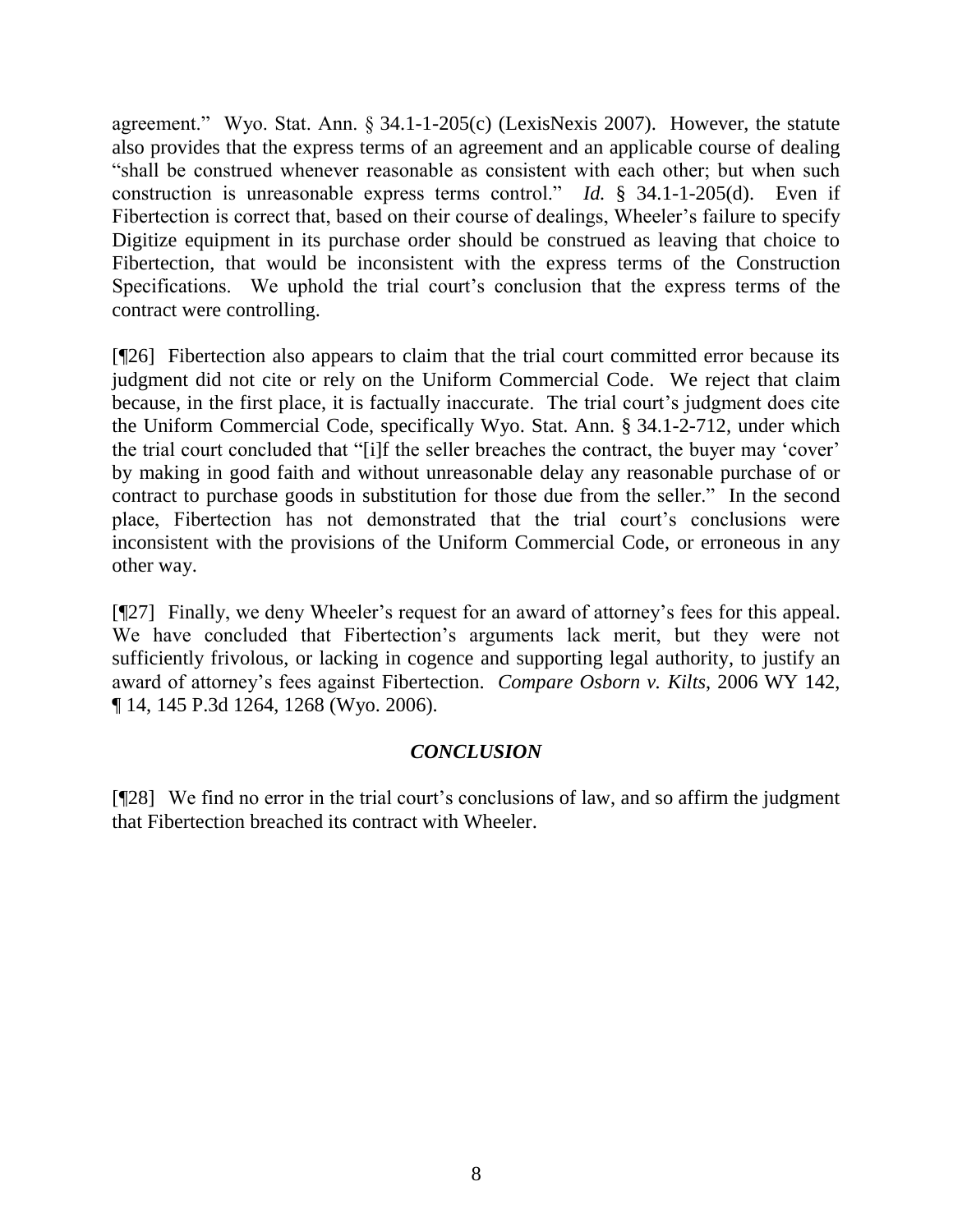agreement." Wyo. Stat. Ann. § 34.1-1-205(c) (LexisNexis 2007). However, the statute also provides that the express terms of an agreement and an applicable course of dealing "shall be construed whenever reasonable as consistent with each other; but when such construction is unreasonable express terms control." *Id.* § 34.1-1-205(d). Even if Fibertection is correct that, based on their course of dealings, Wheeler's failure to specify Digitize equipment in its purchase order should be construed as leaving that choice to Fibertection, that would be inconsistent with the express terms of the Construction Specifications. We uphold the trial court's conclusion that the express terms of the contract were controlling.

[¶26] Fibertection also appears to claim that the trial court committed error because its judgment did not cite or rely on the Uniform Commercial Code. We reject that claim because, in the first place, it is factually inaccurate. The trial court's judgment does cite the Uniform Commercial Code, specifically Wyo. Stat. Ann. § 34.1-2-712, under which the trial court concluded that "[i]f the seller breaches the contract, the buyer may 'cover' by making in good faith and without unreasonable delay any reasonable purchase of or contract to purchase goods in substitution for those due from the seller." In the second place, Fibertection has not demonstrated that the trial court's conclusions were inconsistent with the provisions of the Uniform Commercial Code, or erroneous in any other way.

[¶27] Finally, we deny Wheeler's request for an award of attorney's fees for this appeal. We have concluded that Fibertection's arguments lack merit, but they were not sufficiently frivolous, or lacking in cogence and supporting legal authority, to justify an award of attorney's fees against Fibertection. *Compare Osborn v. Kilts*, 2006 WY 142, ¶ 14, 145 P.3d 1264, 1268 (Wyo. 2006).

## *CONCLUSION*

[¶28] We find no error in the trial court's conclusions of law, and so affirm the judgment that Fibertection breached its contract with Wheeler.